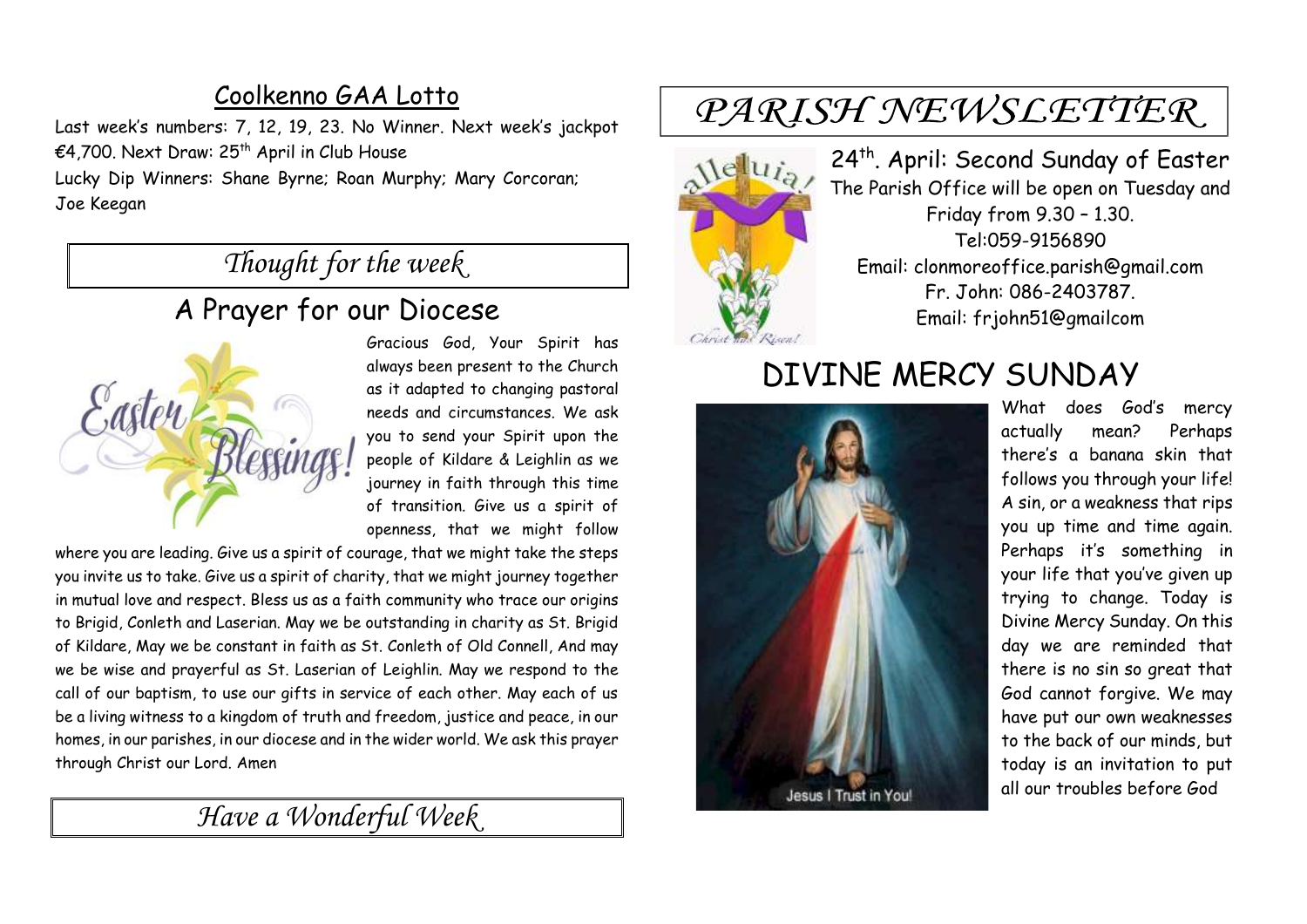## Coolkenno GAA Lotto

Last week's numbers: 7, 12, 19, 23. No Winner. Next week's jackpot €4,700. Next Draw: 25th April in Club House

Lucky Dip Winners: Shane Byrne; Roan Murphy; Mary Corcoran; Joe Keegan

## *Thought for the week*

### A Prayer for our Diocese

Gracious God, Your Spirit has always been present to the Church as it adapted to changing pastoral needs and circumstances. We ask you to send your Spirit upon the people of Kildare & Leighlin as we journey in faith through this time of transition. Give us a spirit of openness, that we might follow where you are leading. Give us a spirit of courage, that we might take the steps you invite us to take. Give us a spirit of charity, that we might journey together in mutual love and respect. Bless us as a faith community who trace our origins to Brigid, Conleth and Laserian. May we be outstanding in charity as St. Brigid of Kildare, May we be constant in faith as St. Conleth of Old Connell, And may we be wise and prayerful as St. Laserian of Leighlin. May we respond to the call of our baptism, to use our gifts in service of each other. May each of us be a living witness to a kingdom of truth and freedom, justice and peace, in our homes, in our parishes, in our diocese and in the wider world. We ask this prayer through Christ our Lord. Amen

## *Have a Wonderful Week*

# *PARISH NEWSLETTER*

24th. April: Second Sunday of Easter

The Parish Office will be open on Tuesday and Friday from 9.30 – 1.30.

Tel:059-9156890

Email: clonmoreoffice.parish@gmail.com

Fr. John: 086-2403787.

Email: frjohn51@gmailcom

## DIVINE MERCY SUNDAY

What does God's mercy actually mean? Perhaps there's a banana skin that follows you through your life! A sin, or a weakness that rips you up time and time again. Perhaps it's something in your life that you've given up trying to change. Today is Divine Mercy Sunday. On this day we are reminded that there is no sin so great that God cannot forgive. We may have put our own weaknesses to the back of our minds, but today is an invitation to put all our troubles before God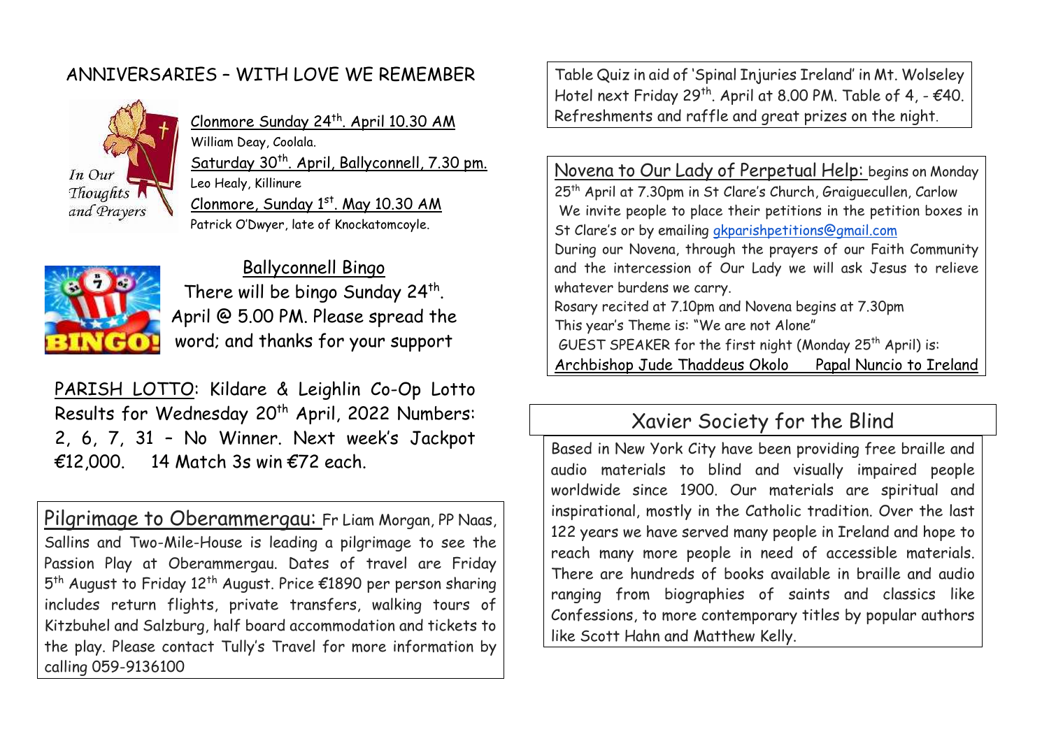## ANNIVERSARIES – WITH LOVE WE REMEMBER

Clonmore Sunday 24th. April 10.30 AM
William Deay, Coolala.

Saturday 30th. April, Ballyconnell, 7.30 pm.
Leo Healy, Killinure

Clonmore, Sunday 1st. May 10.30 AM
Patrick O'Dwyer, late of Knockatomcoyle.

### Ballyconnell Bingo

There will be bingo Sunday 24th. April @ 5.00 PM. Please spread the word; and thanks for your support

PARISH LOTTO: Kildare & Leighlin Co-Op Lotto Results for Wednesday 20th April, 2022 Numbers: 2, 6, 7, 31 – No Winner. Next week's Jackpot €12,000. 14 Match 3s win €72 each.

**Pilgrimage to Oberammergau:** Fr Liam Morgan, PP Naas, Sallins and Two-Mile-House is leading a pilgrimage to see the Passion Play at Oberammergau. Dates of travel are Friday 5th August to Friday 12th August. Price €1890 per person sharing includes return flights, private transfers, walking tours of Kitzbuhel and Salzburg, half board accommodation and tickets to the play. Please contact Tully's Travel for more information by calling 059-9136100

Table Quiz in aid of 'Spinal Injuries Ireland' in Mt. Wolseley Hotel next Friday 29th. April at 8.00 PM. Table of 4, - €40. Refreshments and raffle and great prizes on the night.

**Novena to Our Lady of Perpetual Help:** begins on Monday 25th April at 7.30pm in St Clare's Church, Graiguecullen, Carlow
We invite people to place their petitions in the petition boxes in St Clare's or by emailing gkparishpetitions@gmail.com
During our Novena, through the prayers of our Faith Community and the intercession of Our Lady we will ask Jesus to relieve whatever burdens we carry.
Rosary recited at 7.10pm and Novena begins at 7.30pm
This year's Theme is: "We are not Alone"
GUEST SPEAKER for the first night (Monday 25th April) is:
Archbishop Jude Thaddeus Okolo Papal Nuncio to Ireland

## Xavier Society for the Blind

Based in New York City have been providing free braille and audio materials to blind and visually impaired people worldwide since 1900. Our materials are spiritual and inspirational, mostly in the Catholic tradition. Over the last 122 years we have served many people in Ireland and hope to reach many more people in need of accessible materials. There are hundreds of books available in braille and audio ranging from biographies of saints and classics like Confessions, to more contemporary titles by popular authors like Scott Hahn and Matthew Kelly.